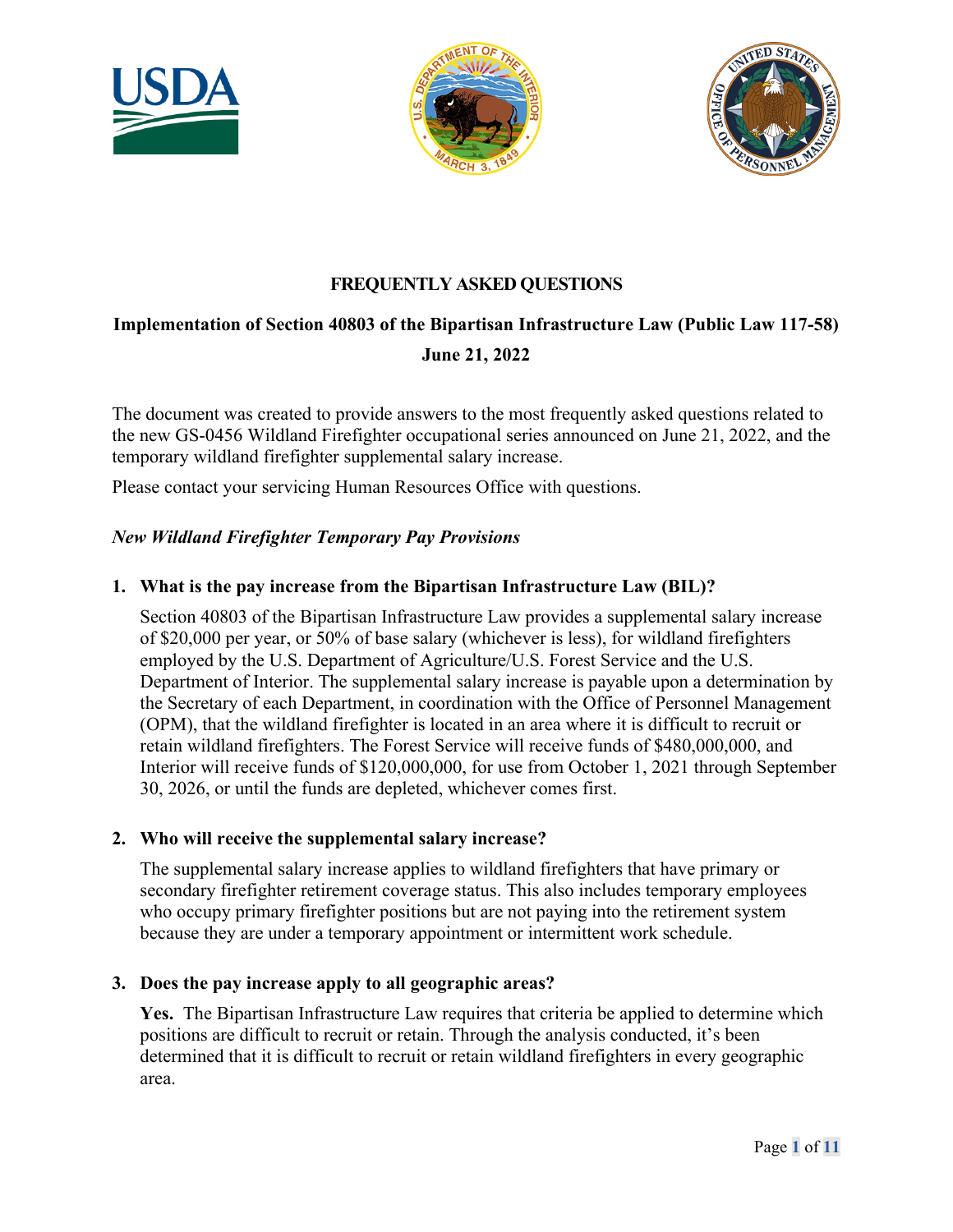# FREQUENTLY ASKED QUESTIONS

## Implementation of Section 40803 of the Bipartisan Infrastructure Law (Public Law 117-58)

**June 21, 2022**

The document was created to provide answers to the most frequently asked questions related to the new GS-0456 Wildland Firefighter occupational series announced on June 21, 2022, and the temporary wildland firefighter supplemental salary increase.

Please contact your servicing Human Resources Office with questions.

### *New Wildland Firefighter Temporary Pay Provisions*

**1. What is the pay increase from the Bipartisan Infrastructure Law (BIL)?**

Section 40803 of the Bipartisan Infrastructure Law provides a supplemental salary increase of $20,000 per year, or 50% of base salary (whichever is less), for wildland firefighters employed by the U.S. Department of Agriculture/U.S. Forest Service and the U.S. Department of Interior. The supplemental salary increase is payable upon a determination by the Secretary of each Department, in coordination with the Office of Personnel Management (OPM), that the wildland firefighter is located in an area where it is difficult to recruit or retain wildland firefighters. The Forest Service will receive funds of $480,000,000, and Interior will receive funds of $120,000,000, for use from October 1, 2021 through September 30, 2026, or until the funds are depleted, whichever comes first.

**2. Who will receive the supplemental salary increase?**

The supplemental salary increase applies to wildland firefighters that have primary or secondary firefighter retirement coverage status. This also includes temporary employees who occupy primary firefighter positions but are not paying into the retirement system because they are under a temporary appointment or intermittent work schedule.

**3. Does the pay increase apply to all geographic areas?**

**Yes.** The Bipartisan Infrastructure Law requires that criteria be applied to determine which positions are difficult to recruit or retain. Through the analysis conducted, it's been determined that it is difficult to recruit or retain wildland firefighters in every geographic area.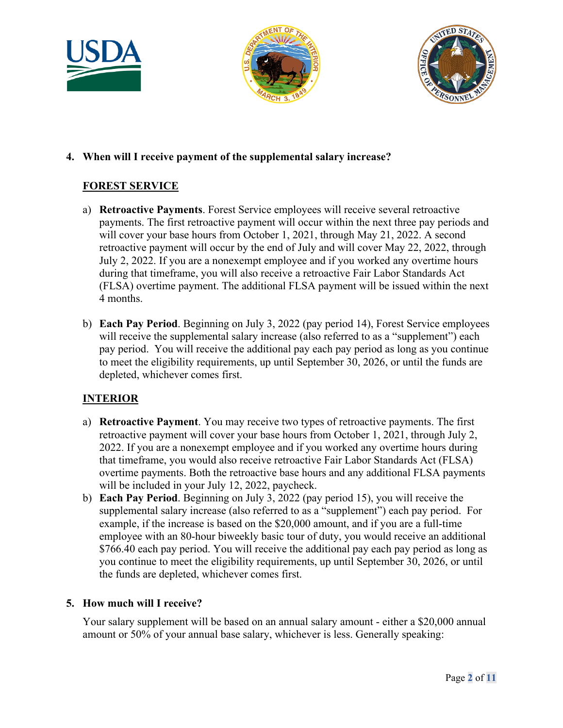**4. When will I receive payment of the supplemental salary increase?**

**FOREST SERVICE**

a) **Retroactive Payments**. Forest Service employees will receive several retroactive payments. The first retroactive payment will occur within the next three pay periods and will cover your base hours from October 1, 2021, through May 21, 2022. A second retroactive payment will occur by the end of July and will cover May 22, 2022, through July 2, 2022. If you are a nonexempt employee and if you worked any overtime hours during that timeframe, you will also receive a retroactive Fair Labor Standards Act (FLSA) overtime payment. The additional FLSA payment will be issued within the next 4 months.

b) **Each Pay Period**. Beginning on July 3, 2022 (pay period 14), Forest Service employees will receive the supplemental salary increase (also referred to as a "supplement") each pay period. You will receive the additional pay each pay period as long as you continue to meet the eligibility requirements, up until September 30, 2026, or until the funds are depleted, whichever comes first.

**INTERIOR**

a) **Retroactive Payment**. You may receive two types of retroactive payments. The first retroactive payment will cover your base hours from October 1, 2021, through July 2, 2022. If you are a nonexempt employee and if you worked any overtime hours during that timeframe, you would also receive retroactive Fair Labor Standards Act (FLSA) overtime payments. Both the retroactive base hours and any additional FLSA payments will be included in your July 12, 2022, paycheck.

b) **Each Pay Period**. Beginning on July 3, 2022 (pay period 15), you will receive the supplemental salary increase (also referred to as a "supplement") each pay period. For example, if the increase is based on the $20,000 amount, and if you are a full-time employee with an 80-hour biweekly basic tour of duty, you would receive an additional $766.40 each pay period. You will receive the additional pay each pay period as long as you continue to meet the eligibility requirements, up until September 30, 2026, or until the funds are depleted, whichever comes first.

**5. How much will I receive?**

Your salary supplement will be based on an annual salary amount - either a $20,000 annual amount or 50% of your annual base salary, whichever is less. Generally speaking: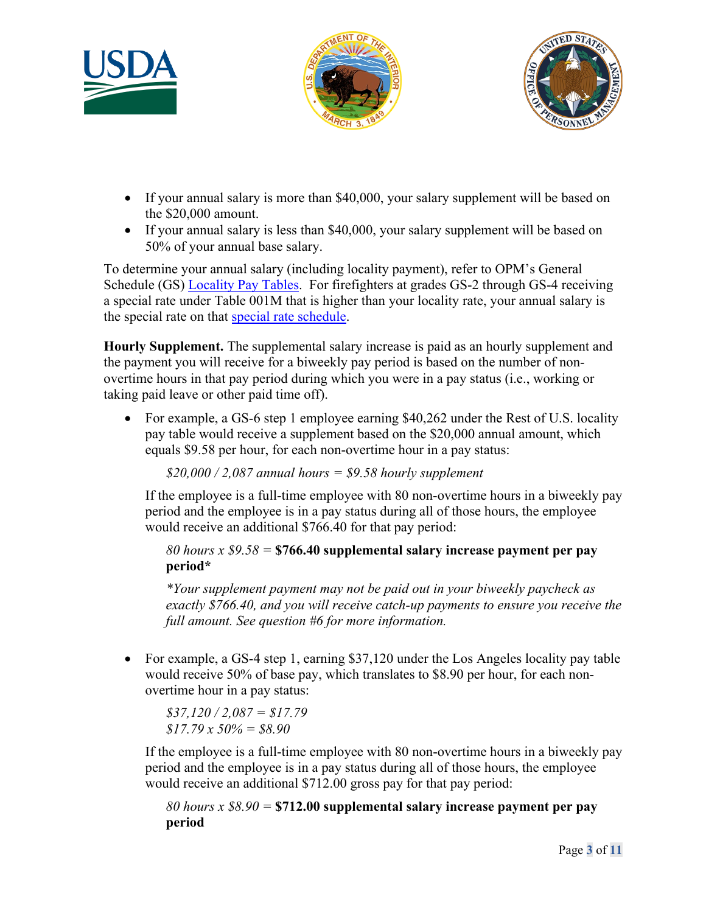- If your annual salary is more than $40,000, your salary supplement will be based on the $20,000 amount.
- If your annual salary is less than $40,000, your salary supplement will be based on 50% of your annual base salary.

To determine your annual salary (including locality payment), refer to OPM's General Schedule (GS) Locality Pay Tables. For firefighters at grades GS-2 through GS-4 receiving a special rate under Table 001M that is higher than your locality rate, your annual salary is the special rate on that special rate schedule.

**Hourly Supplement.** The supplemental salary increase is paid as an hourly supplement and the payment you will receive for a biweekly pay period is based on the number of non-overtime hours in that pay period during which you were in a pay status (i.e., working or taking paid leave or other paid time off).

- For example, a GS-6 step 1 employee earning $40,262 under the Rest of U.S. locality pay table would receive a supplement based on the $20,000 annual amount, which equals $9.58 per hour, for each non-overtime hour in a pay status:

  *$20,000 / 2,087 annual hours = $9.58 hourly supplement*

  If the employee is a full-time employee with 80 non-overtime hours in a biweekly pay period and the employee is in a pay status during all of those hours, the employee would receive an additional $766.40 for that pay period:

  *80 hours x $9.58 =* **$766.40 supplemental salary increase payment per pay period***

  **Your supplement payment may not be paid out in your biweekly paycheck as exactly $766.40, and you will receive catch-up payments to ensure you receive the full amount. See question #6 for more information.*

- For example, a GS-4 step 1, earning $37,120 under the Los Angeles locality pay table would receive 50% of base pay, which translates to $8.90 per hour, for each non-overtime hour in a pay status:

  *$37,120 / 2,087 = $17.79*
  *$17.79 x 50% = $8.90*

  If the employee is a full-time employee with 80 non-overtime hours in a biweekly pay period and the employee is in a pay status during all of those hours, the employee would receive an additional $712.00 gross pay for that pay period:

  *80 hours x $8.90 =* **$712.00 supplemental salary increase payment per pay period**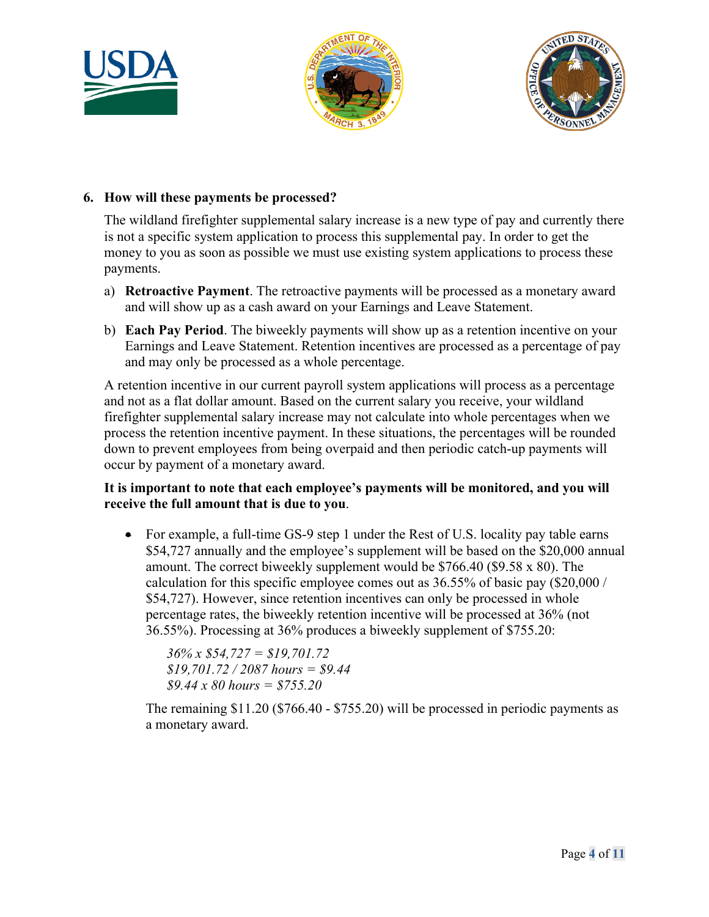6. **How will these payments be processed?**

   The wildland firefighter supplemental salary increase is a new type of pay and currently there is not a specific system application to process this supplemental pay. In order to get the money to you as soon as possible we must use existing system applications to process these payments.

   a) **Retroactive Payment**. The retroactive payments will be processed as a monetary award and will show up as a cash award on your Earnings and Leave Statement.

   b) **Each Pay Period**. The biweekly payments will show up as a retention incentive on your Earnings and Leave Statement. Retention incentives are processed as a percentage of pay and may only be processed as a whole percentage.

   A retention incentive in our current payroll system applications will process as a percentage and not as a flat dollar amount. Based on the current salary you receive, your wildland firefighter supplemental salary increase may not calculate into whole percentages when we process the retention incentive payment. In these situations, the percentages will be rounded down to prevent employees from being overpaid and then periodic catch-up payments will occur by payment of a monetary award.

   **It is important to note that each employee's payments will be monitored, and you will receive the full amount that is due to you**.

   - For example, a full-time GS-9 step 1 under the Rest of U.S. locality pay table earns $54,727 annually and the employee's supplement will be based on the $20,000 annual amount. The correct biweekly supplement would be $766.40 ($9.58 x 80). The calculation for this specific employee comes out as 36.55% of basic pay ($20,000 / $54,727). However, since retention incentives can only be processed in whole percentage rates, the biweekly retention incentive will be processed at 36% (not 36.55%). Processing at 36% produces a biweekly supplement of $755.20:

     *36% x $54,727 = $19,701.72*
     *$19,701.72 / 2087 hours = $9.44*
     *$9.44 x 80 hours = $755.20*

     The remaining $11.20 ($766.40 - $755.20) will be processed in periodic payments as a monetary award.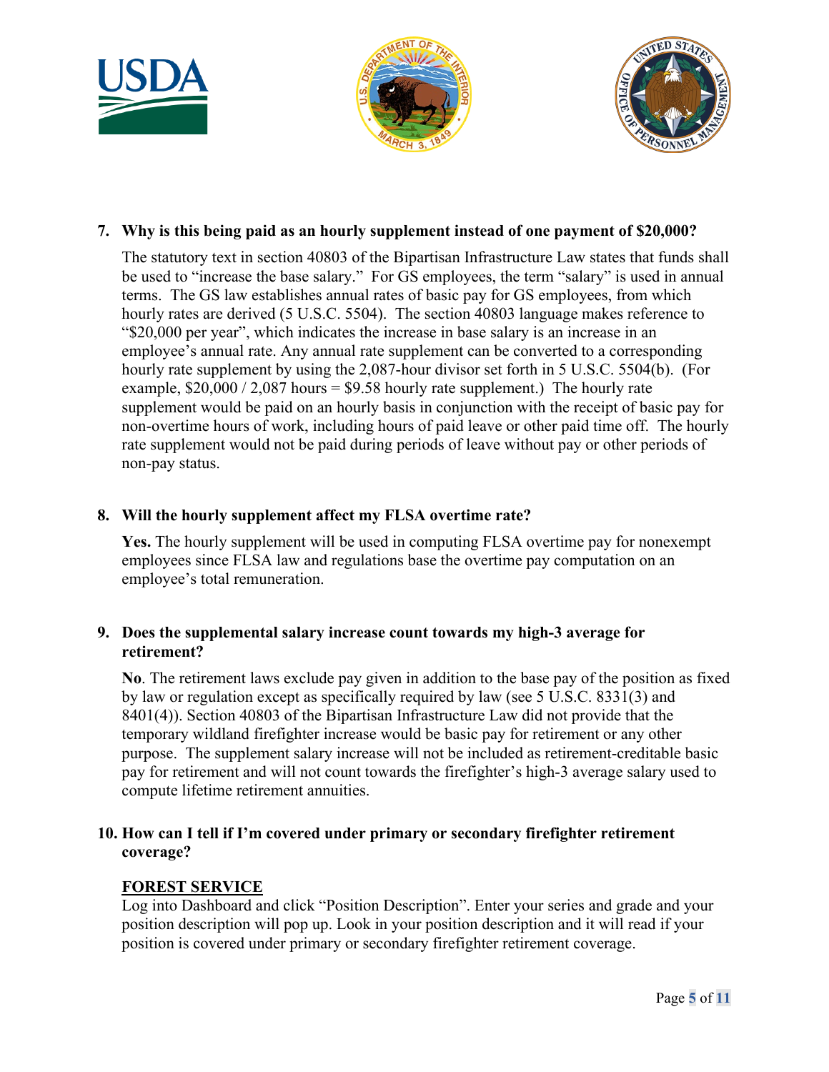7. **Why is this being paid as an hourly supplement instead of one payment of $20,000?**

   The statutory text in section 40803 of the Bipartisan Infrastructure Law states that funds shall be used to "increase the base salary." For GS employees, the term "salary" is used in annual terms. The GS law establishes annual rates of basic pay for GS employees, from which hourly rates are derived (5 U.S.C. 5504). The section 40803 language makes reference to "$20,000 per year", which indicates the increase in base salary is an increase in an employee's annual rate. Any annual rate supplement can be converted to a corresponding hourly rate supplement by using the 2,087-hour divisor set forth in 5 U.S.C. 5504(b). (For example, $20,000 / 2,087 hours = $9.58 hourly rate supplement.) The hourly rate supplement would be paid on an hourly basis in conjunction with the receipt of basic pay for non-overtime hours of work, including hours of paid leave or other paid time off. The hourly rate supplement would not be paid during periods of leave without pay or other periods of non-pay status.

8. **Will the hourly supplement affect my FLSA overtime rate?**

   **Yes.** The hourly supplement will be used in computing FLSA overtime pay for nonexempt employees since FLSA law and regulations base the overtime pay computation on an employee's total remuneration.

9. **Does the supplemental salary increase count towards my high-3 average for retirement?**

   **No**. The retirement laws exclude pay given in addition to the base pay of the position as fixed by law or regulation except as specifically required by law (see 5 U.S.C. 8331(3) and 8401(4)). Section 40803 of the Bipartisan Infrastructure Law did not provide that the temporary wildland firefighter increase would be basic pay for retirement or any other purpose. The supplement salary increase will not be included as retirement-creditable basic pay for retirement and will not count towards the firefighter's high-3 average salary used to compute lifetime retirement annuities.

10. **How can I tell if I'm covered under primary or secondary firefighter retirement coverage?**

    **<u>FOREST SERVICE</u>**
    Log into Dashboard and click "Position Description". Enter your series and grade and your position description will pop up. Look in your position description and it will read if your position is covered under primary or secondary firefighter retirement coverage.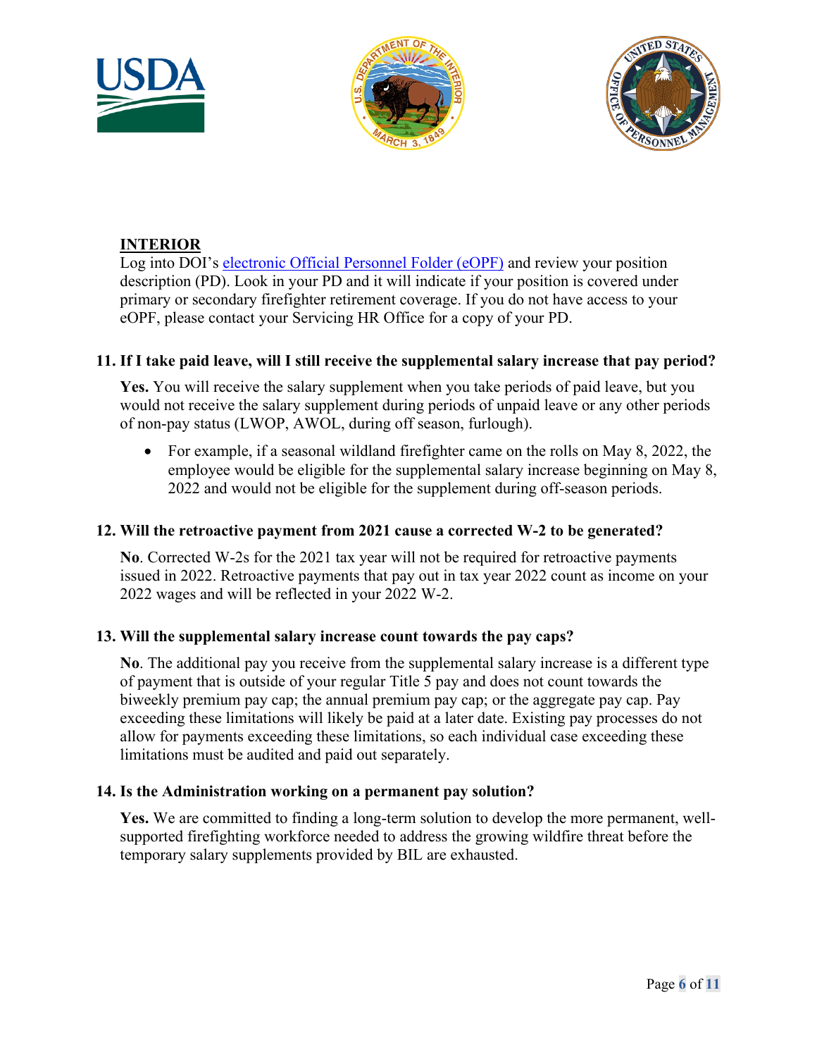**INTERIOR**

Log into DOI's [electronic Official Personnel Folder (eOPF)]() and review your position description (PD). Look in your PD and it will indicate if your position is covered under primary or secondary firefighter retirement coverage. If you do not have access to your eOPF, please contact your Servicing HR Office for a copy of your PD.

### 11. If I take paid leave, will I still receive the supplemental salary increase that pay period?

**Yes.** You will receive the salary supplement when you take periods of paid leave, but you would not receive the salary supplement during periods of unpaid leave or any other periods of non-pay status (LWOP, AWOL, during off season, furlough).

- For example, if a seasonal wildland firefighter came on the rolls on May 8, 2022, the employee would be eligible for the supplemental salary increase beginning on May 8, 2022 and would not be eligible for the supplement during off-season periods.

### 12. Will the retroactive payment from 2021 cause a corrected W-2 to be generated?

**No**. Corrected W-2s for the 2021 tax year will not be required for retroactive payments issued in 2022. Retroactive payments that pay out in tax year 2022 count as income on your 2022 wages and will be reflected in your 2022 W-2.

### 13. Will the supplemental salary increase count towards the pay caps?

**No**. The additional pay you receive from the supplemental salary increase is a different type of payment that is outside of your regular Title 5 pay and does not count towards the biweekly premium pay cap; the annual premium pay cap; or the aggregate pay cap. Pay exceeding these limitations will likely be paid at a later date. Existing pay processes do not allow for payments exceeding these limitations, so each individual case exceeding these limitations must be audited and paid out separately.

### 14. Is the Administration working on a permanent pay solution?

**Yes.** We are committed to finding a long-term solution to develop the more permanent, well-supported firefighting workforce needed to address the growing wildfire threat before the temporary salary supplements provided by BIL are exhausted.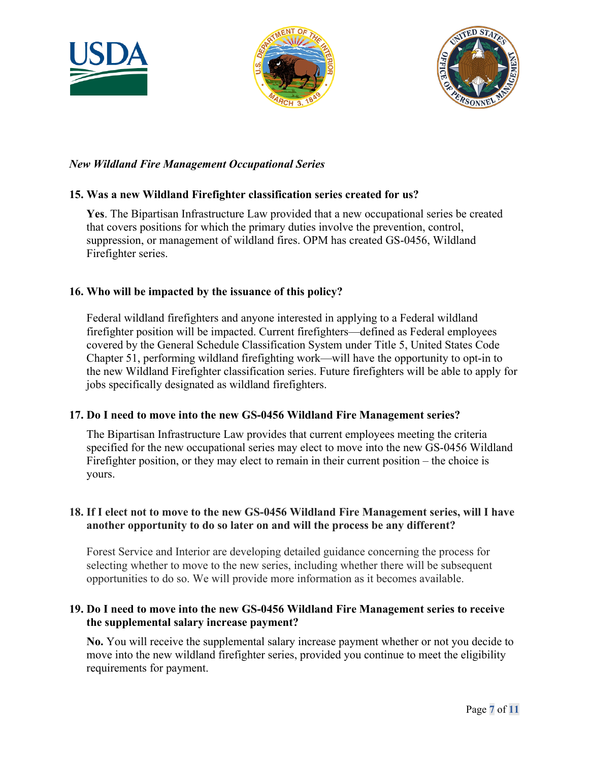*New Wildland Fire Management Occupational Series*

**15. Was a new Wildland Firefighter classification series created for us?**

**Yes**. The Bipartisan Infrastructure Law provided that a new occupational series be created that covers positions for which the primary duties involve the prevention, control, suppression, or management of wildland fires. OPM has created GS-0456, Wildland Firefighter series.

**16. Who will be impacted by the issuance of this policy?**

Federal wildland firefighters and anyone interested in applying to a Federal wildland firefighter position will be impacted. Current firefighters—defined as Federal employees covered by the General Schedule Classification System under Title 5, United States Code Chapter 51, performing wildland firefighting work—will have the opportunity to opt-in to the new Wildland Firefighter classification series. Future firefighters will be able to apply for jobs specifically designated as wildland firefighters.

**17. Do I need to move into the new GS-0456 Wildland Fire Management series?**

The Bipartisan Infrastructure Law provides that current employees meeting the criteria specified for the new occupational series may elect to move into the new GS-0456 Wildland Firefighter position, or they may elect to remain in their current position – the choice is yours.

**18. If I elect not to move to the new GS-0456 Wildland Fire Management series, will I have another opportunity to do so later on and will the process be any different?**

Forest Service and Interior are developing detailed guidance concerning the process for selecting whether to move to the new series, including whether there will be subsequent opportunities to do so. We will provide more information as it becomes available.

**19. Do I need to move into the new GS-0456 Wildland Fire Management series to receive the supplemental salary increase payment?**

**No.** You will receive the supplemental salary increase payment whether or not you decide to move into the new wildland firefighter series, provided you continue to meet the eligibility requirements for payment.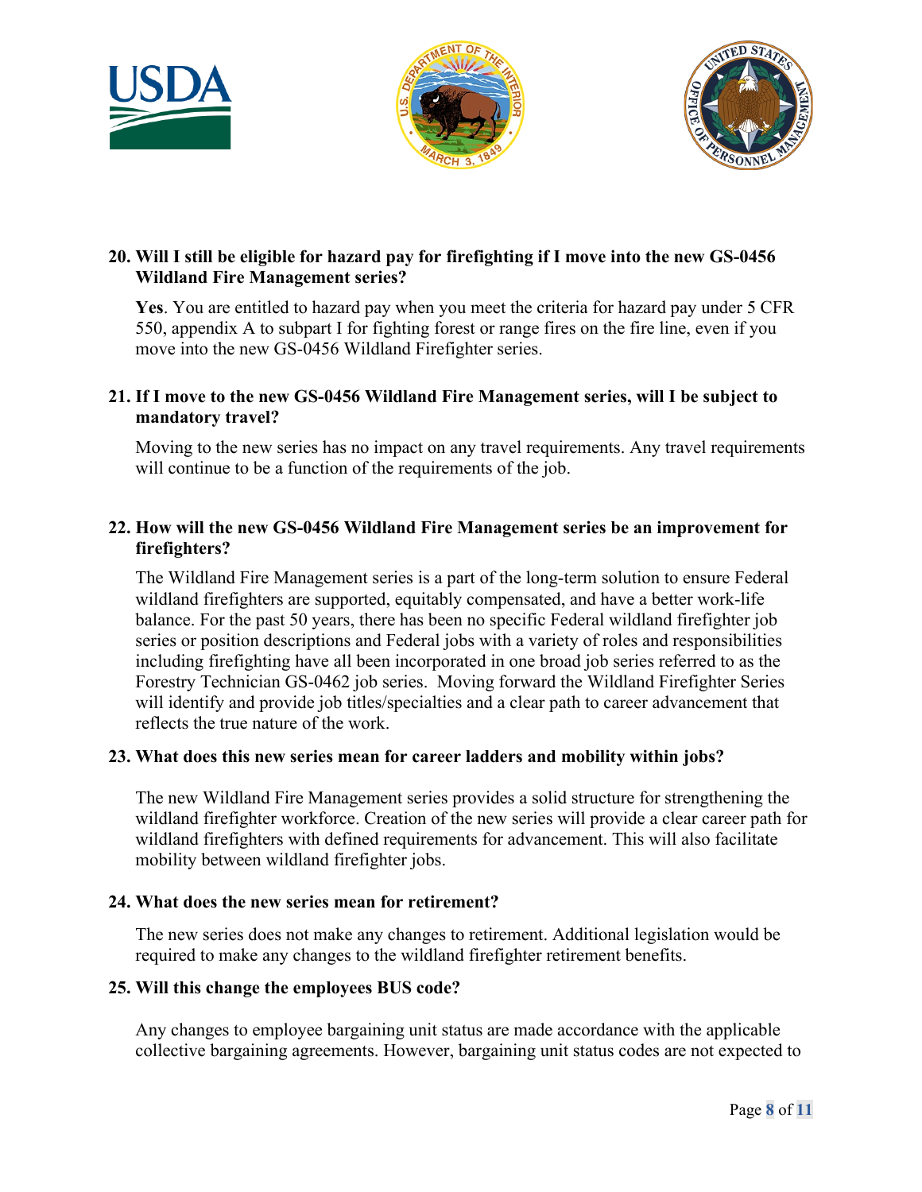**20. Will I still be eligible for hazard pay for firefighting if I move into the new GS-0456 Wildland Fire Management series?**

**Yes**. You are entitled to hazard pay when you meet the criteria for hazard pay under 5 CFR 550, appendix A to subpart I for fighting forest or range fires on the fire line, even if you move into the new GS-0456 Wildland Firefighter series.

**21. If I move to the new GS-0456 Wildland Fire Management series, will I be subject to mandatory travel?**

Moving to the new series has no impact on any travel requirements. Any travel requirements will continue to be a function of the requirements of the job.

**22. How will the new GS-0456 Wildland Fire Management series be an improvement for firefighters?**

The Wildland Fire Management series is a part of the long-term solution to ensure Federal wildland firefighters are supported, equitably compensated, and have a better work-life balance. For the past 50 years, there has been no specific Federal wildland firefighter job series or position descriptions and Federal jobs with a variety of roles and responsibilities including firefighting have all been incorporated in one broad job series referred to as the Forestry Technician GS-0462 job series. Moving forward the Wildland Firefighter Series will identify and provide job titles/specialties and a clear path to career advancement that reflects the true nature of the work.

**23. What does this new series mean for career ladders and mobility within jobs?**

The new Wildland Fire Management series provides a solid structure for strengthening the wildland firefighter workforce. Creation of the new series will provide a clear career path for wildland firefighters with defined requirements for advancement. This will also facilitate mobility between wildland firefighter jobs.

**24. What does the new series mean for retirement?**

The new series does not make any changes to retirement. Additional legislation would be required to make any changes to the wildland firefighter retirement benefits.

**25. Will this change the employees BUS code?**

Any changes to employee bargaining unit status are made accordance with the applicable collective bargaining agreements. However, bargaining unit status codes are not expected to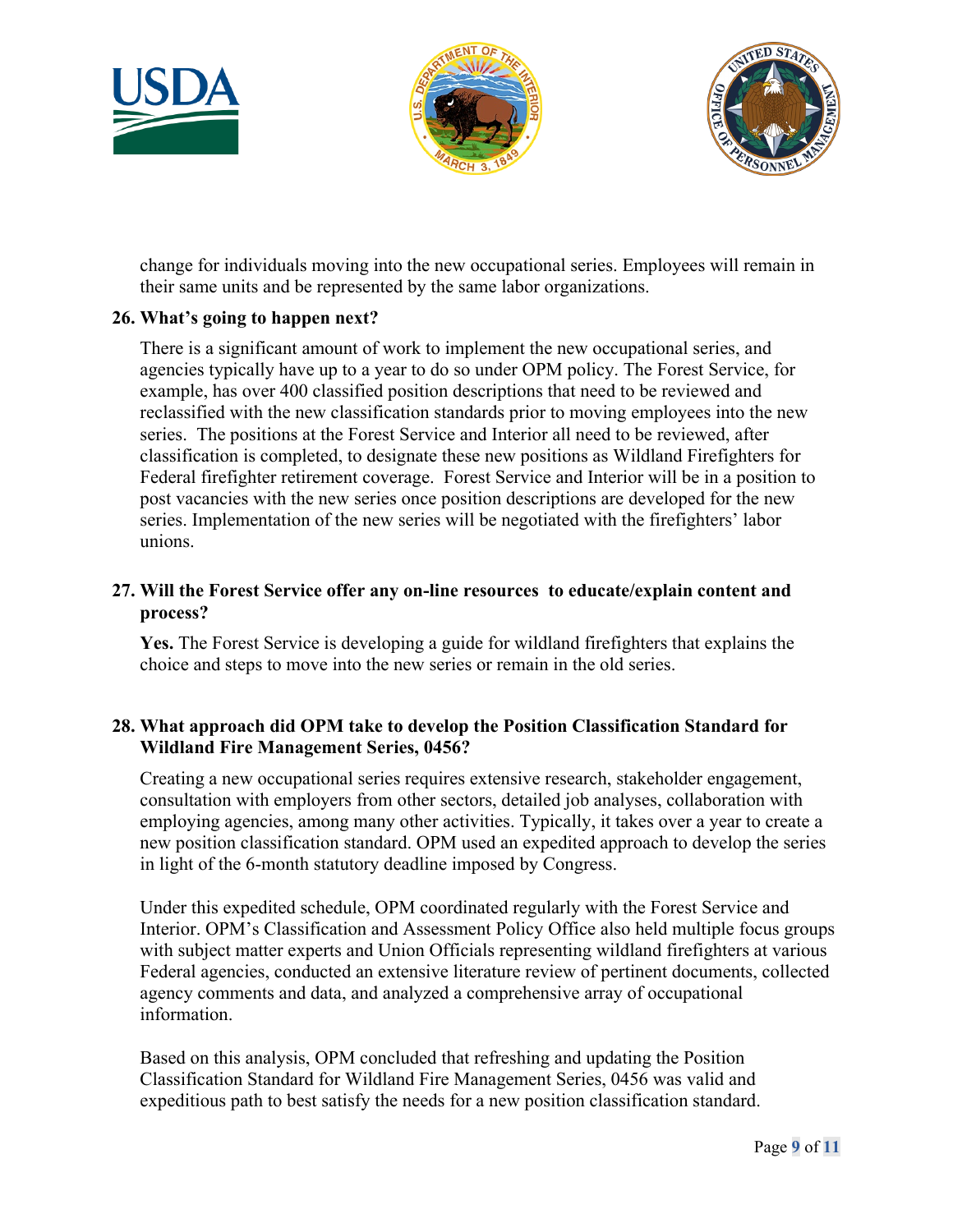change for individuals moving into the new occupational series. Employees will remain in their same units and be represented by the same labor organizations.

**26. What's going to happen next?**

There is a significant amount of work to implement the new occupational series, and agencies typically have up to a year to do so under OPM policy. The Forest Service, for example, has over 400 classified position descriptions that need to be reviewed and reclassified with the new classification standards prior to moving employees into the new series. The positions at the Forest Service and Interior all need to be reviewed, after classification is completed, to designate these new positions as Wildland Firefighters for Federal firefighter retirement coverage. Forest Service and Interior will be in a position to post vacancies with the new series once position descriptions are developed for the new series. Implementation of the new series will be negotiated with the firefighters' labor unions.

**27. Will the Forest Service offer any on-line resources to educate/explain content and process?**

**Yes.** The Forest Service is developing a guide for wildland firefighters that explains the choice and steps to move into the new series or remain in the old series.

**28. What approach did OPM take to develop the Position Classification Standard for Wildland Fire Management Series, 0456?**

Creating a new occupational series requires extensive research, stakeholder engagement, consultation with employers from other sectors, detailed job analyses, collaboration with employing agencies, among many other activities. Typically, it takes over a year to create a new position classification standard. OPM used an expedited approach to develop the series in light of the 6-month statutory deadline imposed by Congress.

Under this expedited schedule, OPM coordinated regularly with the Forest Service and Interior. OPM's Classification and Assessment Policy Office also held multiple focus groups with subject matter experts and Union Officials representing wildland firefighters at various Federal agencies, conducted an extensive literature review of pertinent documents, collected agency comments and data, and analyzed a comprehensive array of occupational information.

Based on this analysis, OPM concluded that refreshing and updating the Position Classification Standard for Wildland Fire Management Series, 0456 was valid and expeditious path to best satisfy the needs for a new position classification standard.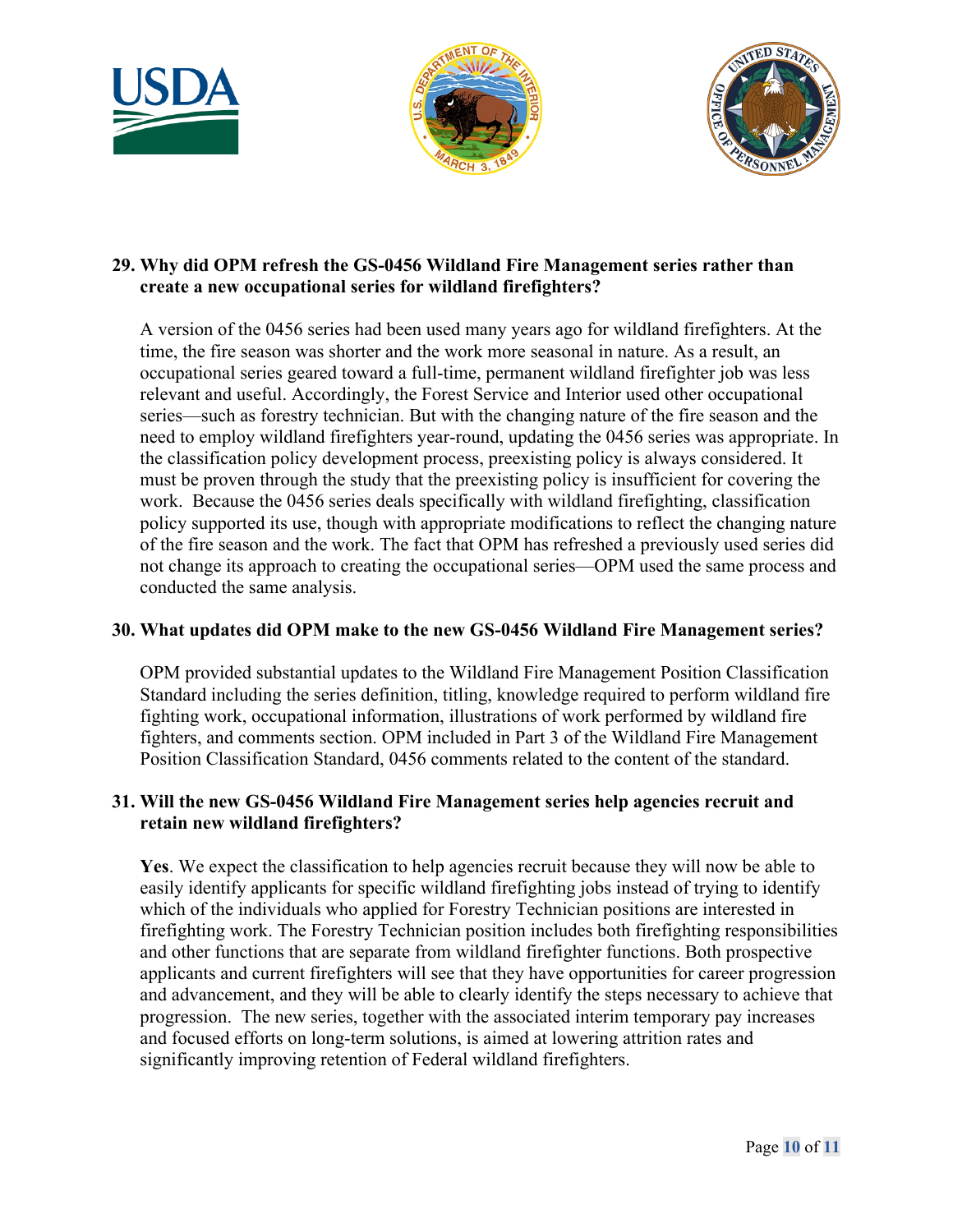**29. Why did OPM refresh the GS-0456 Wildland Fire Management series rather than create a new occupational series for wildland firefighters?**

A version of the 0456 series had been used many years ago for wildland firefighters. At the time, the fire season was shorter and the work more seasonal in nature. As a result, an occupational series geared toward a full-time, permanent wildland firefighter job was less relevant and useful. Accordingly, the Forest Service and Interior used other occupational series—such as forestry technician. But with the changing nature of the fire season and the need to employ wildland firefighters year-round, updating the 0456 series was appropriate. In the classification policy development process, preexisting policy is always considered. It must be proven through the study that the preexisting policy is insufficient for covering the work. Because the 0456 series deals specifically with wildland firefighting, classification policy supported its use, though with appropriate modifications to reflect the changing nature of the fire season and the work. The fact that OPM has refreshed a previously used series did not change its approach to creating the occupational series—OPM used the same process and conducted the same analysis.

**30. What updates did OPM make to the new GS-0456 Wildland Fire Management series?**

OPM provided substantial updates to the Wildland Fire Management Position Classification Standard including the series definition, titling, knowledge required to perform wildland fire fighting work, occupational information, illustrations of work performed by wildland fire fighters, and comments section. OPM included in Part 3 of the Wildland Fire Management Position Classification Standard, 0456 comments related to the content of the standard.

**31. Will the new GS-0456 Wildland Fire Management series help agencies recruit and retain new wildland firefighters?**

**Yes**. We expect the classification to help agencies recruit because they will now be able to easily identify applicants for specific wildland firefighting jobs instead of trying to identify which of the individuals who applied for Forestry Technician positions are interested in firefighting work. The Forestry Technician position includes both firefighting responsibilities and other functions that are separate from wildland firefighter functions. Both prospective applicants and current firefighters will see that they have opportunities for career progression and advancement, and they will be able to clearly identify the steps necessary to achieve that progression. The new series, together with the associated interim temporary pay increases and focused efforts on long-term solutions, is aimed at lowering attrition rates and significantly improving retention of Federal wildland firefighters.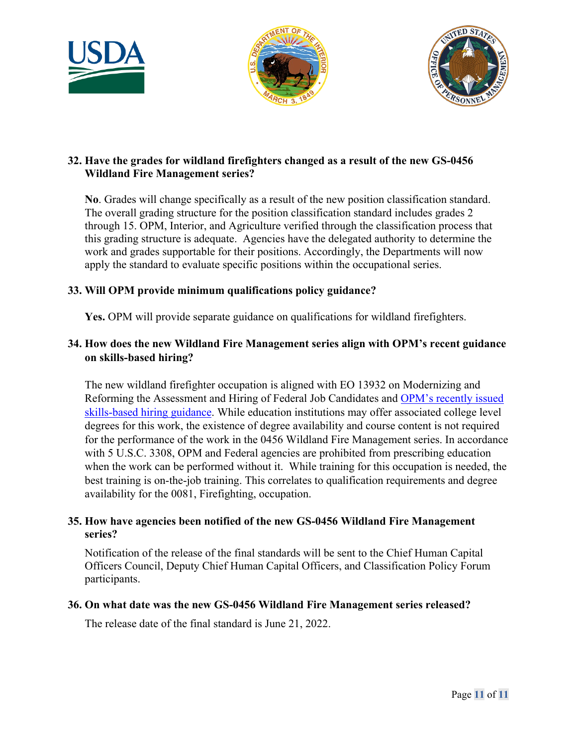**32. Have the grades for wildland firefighters changed as a result of the new GS-0456 Wildland Fire Management series?**

**No**. Grades will change specifically as a result of the new position classification standard. The overall grading structure for the position classification standard includes grades 2 through 15. OPM, Interior, and Agriculture verified through the classification process that this grading structure is adequate. Agencies have the delegated authority to determine the work and grades supportable for their positions. Accordingly, the Departments will now apply the standard to evaluate specific positions within the occupational series.

**33. Will OPM provide minimum qualifications policy guidance?**

**Yes.** OPM will provide separate guidance on qualifications for wildland firefighters.

**34. How does the new Wildland Fire Management series align with OPM's recent guidance on skills-based hiring?**

The new wildland firefighter occupation is aligned with EO 13932 on Modernizing and Reforming the Assessment and Hiring of Federal Job Candidates and OPM's recently issued skills-based hiring guidance. While education institutions may offer associated college level degrees for this work, the existence of degree availability and course content is not required for the performance of the work in the 0456 Wildland Fire Management series. In accordance with 5 U.S.C. 3308, OPM and Federal agencies are prohibited from prescribing education when the work can be performed without it. While training for this occupation is needed, the best training is on-the-job training. This correlates to qualification requirements and degree availability for the 0081, Firefighting, occupation.

**35. How have agencies been notified of the new GS-0456 Wildland Fire Management series?**

Notification of the release of the final standards will be sent to the Chief Human Capital Officers Council, Deputy Chief Human Capital Officers, and Classification Policy Forum participants.

**36. On what date was the new GS-0456 Wildland Fire Management series released?**

The release date of the final standard is June 21, 2022.